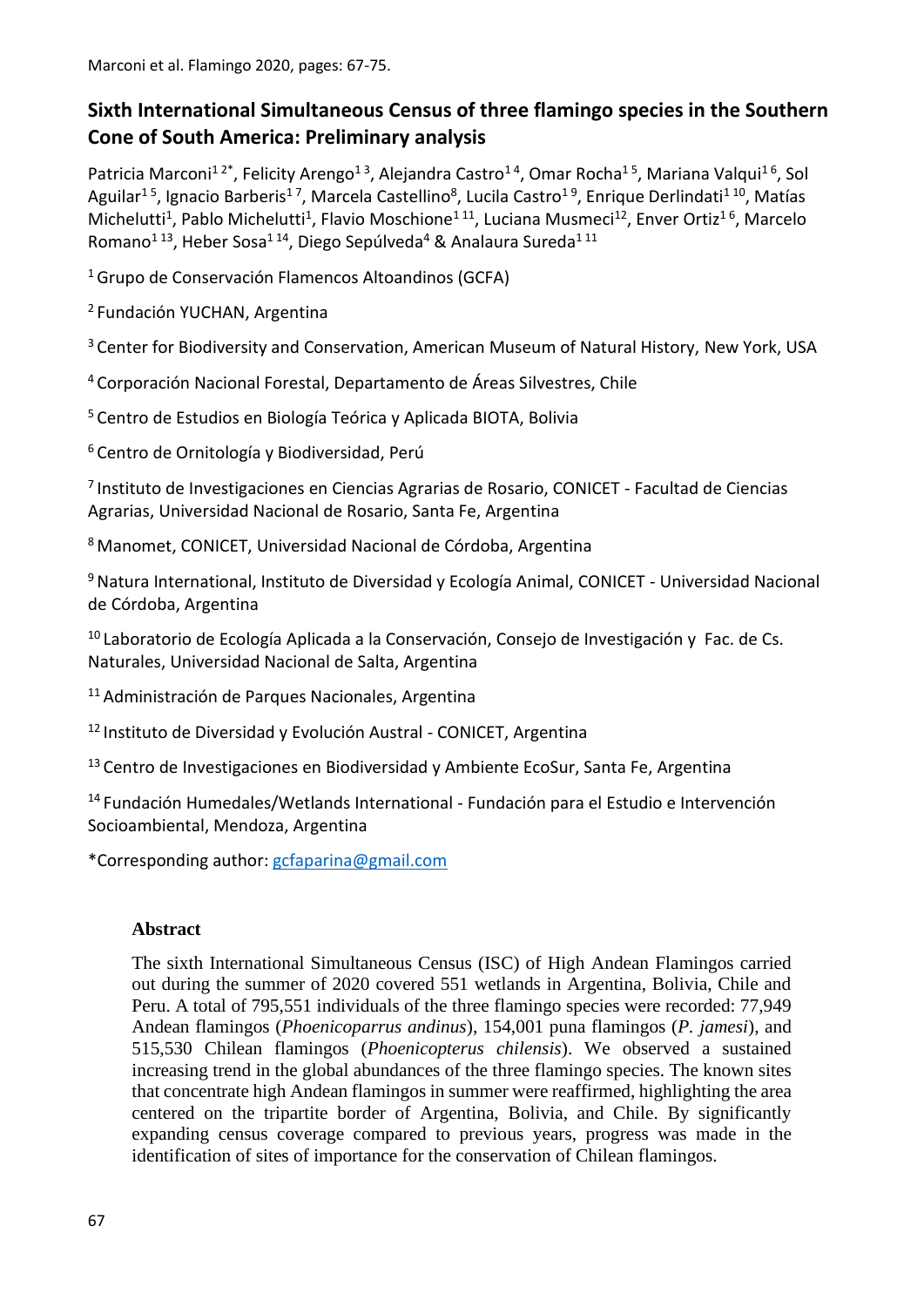# Sixth International Simultaneous Census of three flamingo species in the Southern Cone of South America: Preliminary analysis

Patricia Marconi[1 2*], Felicity Arengo[1 3], Alejandra Castro[1 4], Omar Rocha[1 5], Mariana Valqui[1 6], Sol Aguilar[1 5], Ignacio Barberis[1 7], Marcela Castellino[8], Lucila Castro[1 9], Enrique Derlindati[1 10], Matías Michelutti[1], Pablo Michelutti[1], Flavio Moschione[1 11], Luciana Musmeci[12], Enver Ortiz[1 6], Marcelo Romano[1 13], Heber Sosa[1 14], Diego Sepúlveda[4] & Analaura Sureda[1 11]

[1] Grupo de Conservación Flamencos Altoandinos (GCFA)

[2] Fundación YUCHAN, Argentina

[3] Center for Biodiversity and Conservation, American Museum of Natural History, New York, USA

[4] Corporación Nacional Forestal, Departamento de Áreas Silvestres, Chile

[5] Centro de Estudios en Biología Teórica y Aplicada BIOTA, Bolivia

[6] Centro de Ornitología y Biodiversidad, Perú

[7] Instituto de Investigaciones en Ciencias Agrarias de Rosario, CONICET - Facultad de Ciencias Agrarias, Universidad Nacional de Rosario, Santa Fe, Argentina

[8] Manomet, CONICET, Universidad Nacional de Córdoba, Argentina

[9] Natura International, Instituto de Diversidad y Ecología Animal, CONICET - Universidad Nacional de Córdoba, Argentina

[10] Laboratorio de Ecología Aplicada a la Conservación, Consejo de Investigación y Fac. de Cs. Naturales, Universidad Nacional de Salta, Argentina

[11] Administración de Parques Nacionales, Argentina

[12] Instituto de Diversidad y Evolución Austral - CONICET, Argentina

[13] Centro de Investigaciones en Biodiversidad y Ambiente EcoSur, Santa Fe, Argentina

[14] Fundación Humedales/Wetlands International - Fundación para el Estudio e Intervención Socioambiental, Mendoza, Argentina

*Corresponding author: gcfaparina@gmail.com

## Abstract

The sixth International Simultaneous Census (ISC) of High Andean Flamingos carried out during the summer of 2020 covered 551 wetlands in Argentina, Bolivia, Chile and Peru. A total of 795,551 individuals of the three flamingo species were recorded: 77,949 Andean flamingos (*Phoenicoparrus andinus*), 154,001 puna flamingos (*P. jamesi*), and 515,530 Chilean flamingos (*Phoenicopterus chilensis*). We observed a sustained increasing trend in the global abundances of the three flamingo species. The known sites that concentrate high Andean flamingos in summer were reaffirmed, highlighting the area centered on the tripartite border of Argentina, Bolivia, and Chile. By significantly expanding census coverage compared to previous years, progress was made in the identification of sites of importance for the conservation of Chilean flamingos.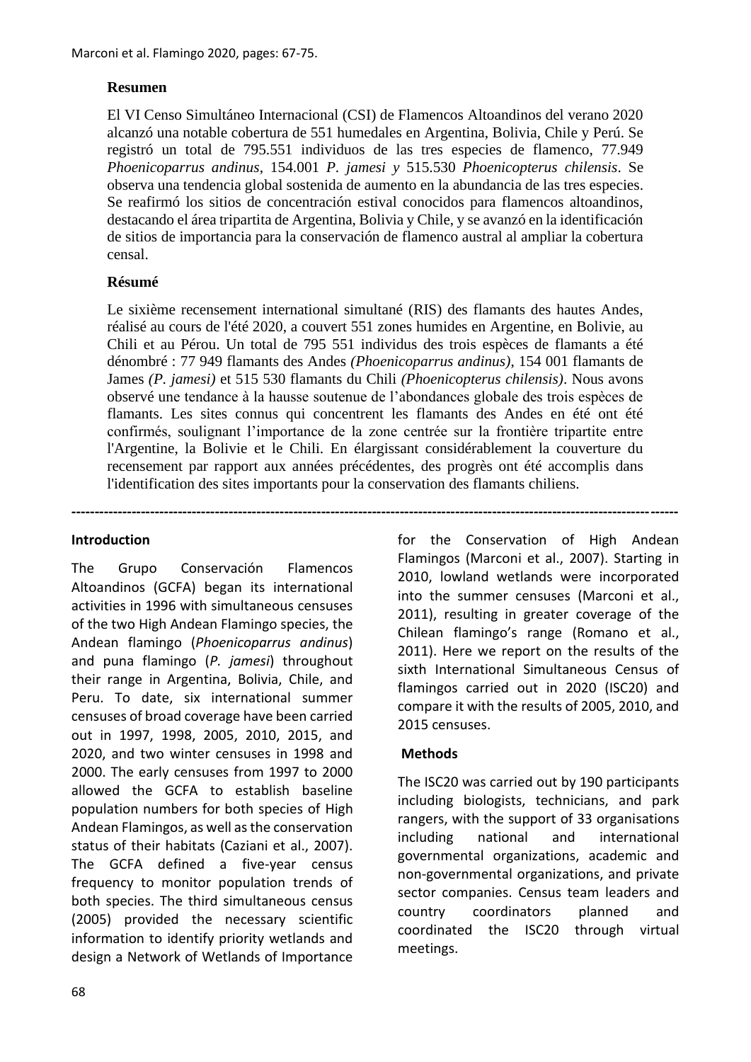**Resumen**

El VI Censo Simultáneo Internacional (CSI) de Flamencos Altoandinos del verano 2020 alcanzó una notable cobertura de 551 humedales en Argentina, Bolivia, Chile y Perú. Se registró un total de 795.551 individuos de las tres especies de flamenco, 77.949 *Phoenicoparrus andinus*, 154.001 *P. jamesi y* 515.530 *Phoenicopterus chilensis*. Se observa una tendencia global sostenida de aumento en la abundancia de las tres especies. Se reafirmó los sitios de concentración estival conocidos para flamencos altoandinos, destacando el área tripartita de Argentina, Bolivia y Chile, y se avanzó en la identificación de sitios de importancia para la conservación de flamenco austral al ampliar la cobertura censal.

**Résumé**

Le sixième recensement international simultané (RIS) des flamants des hautes Andes, réalisé au cours de l'été 2020, a couvert 551 zones humides en Argentine, en Bolivie, au Chili et au Pérou. Un total de 795 551 individus des trois espèces de flamants a été dénombré : 77 949 flamants des Andes *(Phoenicoparrus andinus)*, 154 001 flamants de James *(P. jamesi)* et 515 530 flamants du Chili *(Phoenicopterus chilensis)*. Nous avons observé une tendance à la hausse soutenue de l'abondances globale des trois espèces de flamants. Les sites connus qui concentrent les flamants des Andes en été ont été confirmés, soulignant l'importance de la zone centrée sur la frontière tripartite entre l'Argentine, la Bolivie et le Chili. En élargissant considérablement la couverture du recensement par rapport aux années précédentes, des progrès ont été accomplis dans l'identification des sites importants pour la conservation des flamants chiliens.

---

**Introduction**

The Grupo Conservación Flamencos Altoandinos (GCFA) began its international activities in 1996 with simultaneous censuses of the two High Andean Flamingo species, the Andean flamingo (*Phoenicoparrus andinus*) and puna flamingo (*P. jamesi*) throughout their range in Argentina, Bolivia, Chile, and Peru. To date, six international summer censuses of broad coverage have been carried out in 1997, 1998, 2005, 2010, 2015, and 2020, and two winter censuses in 1998 and 2000. The early censuses from 1997 to 2000 allowed the GCFA to establish baseline population numbers for both species of High Andean Flamingos, as well as the conservation status of their habitats (Caziani et al., 2007). The GCFA defined a five-year census frequency to monitor population trends of both species. The third simultaneous census (2005) provided the necessary scientific information to identify priority wetlands and design a Network of Wetlands of Importance for the Conservation of High Andean Flamingos (Marconi et al., 2007). Starting in 2010, lowland wetlands were incorporated into the summer censuses (Marconi et al., 2011), resulting in greater coverage of the Chilean flamingo's range (Romano et al., 2011). Here we report on the results of the sixth International Simultaneous Census of flamingos carried out in 2020 (ISC20) and compare it with the results of 2005, 2010, and 2015 censuses.

**Methods**

The ISC20 was carried out by 190 participants including biologists, technicians, and park rangers, with the support of 33 organisations including national and international governmental organizations, academic and non-governmental organizations, and private sector companies. Census team leaders and country coordinators planned and coordinated the ISC20 through virtual meetings.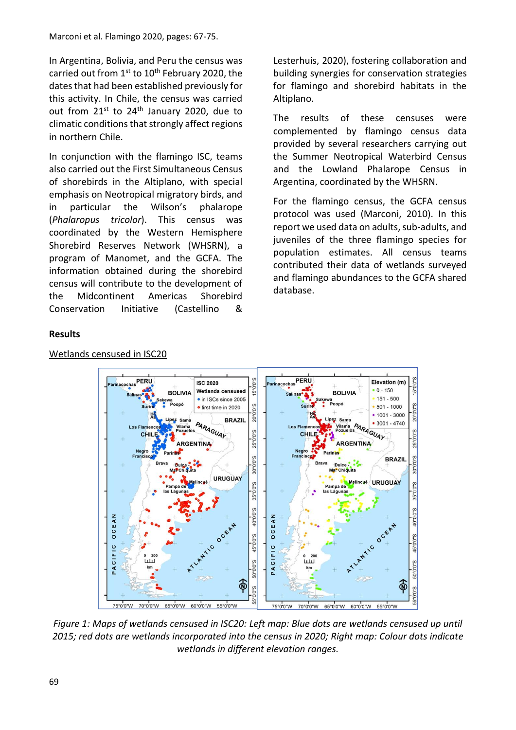In Argentina, Bolivia, and Peru the census was carried out from 1st to 10th February 2020, the dates that had been established previously for this activity. In Chile, the census was carried out from 21st to 24th January 2020, due to climatic conditions that strongly affect regions in northern Chile.

In conjunction with the flamingo ISC, teams also carried out the First Simultaneous Census of shorebirds in the Altiplano, with special emphasis on Neotropical migratory birds, and in particular the Wilson's phalarope (*Phalaropus tricolor*). This census was coordinated by the Western Hemisphere Shorebird Reserves Network (WHSRN), a program of Manomet, and the GCFA. The information obtained during the shorebird census will contribute to the development of the Midcontinent Americas Shorebird Conservation Initiative (Castellino & Lesterhuis, 2020), fostering collaboration and building synergies for conservation strategies for flamingo and shorebird habitats in the Altiplano.

The results of these censuses were complemented by flamingo census data provided by several researchers carrying out the Summer Neotropical Waterbird Census and the Lowland Phalarope Census in Argentina, coordinated by the WHSRN.

For the flamingo census, the GCFA census protocol was used (Marconi, 2010). In this report we used data on adults, sub-adults, and juveniles of the three flamingo species for population estimates. All census teams contributed their data of wetlands surveyed and flamingo abundances to the GCFA shared database.

## Results

Wetlands censused in ISC20

*Figure 1: Maps of wetlands censused in ISC20: Left map: Blue dots are wetlands censused up until 2015; red dots are wetlands incorporated into the census in 2020; Right map: Colour dots indicate wetlands in different elevation ranges.*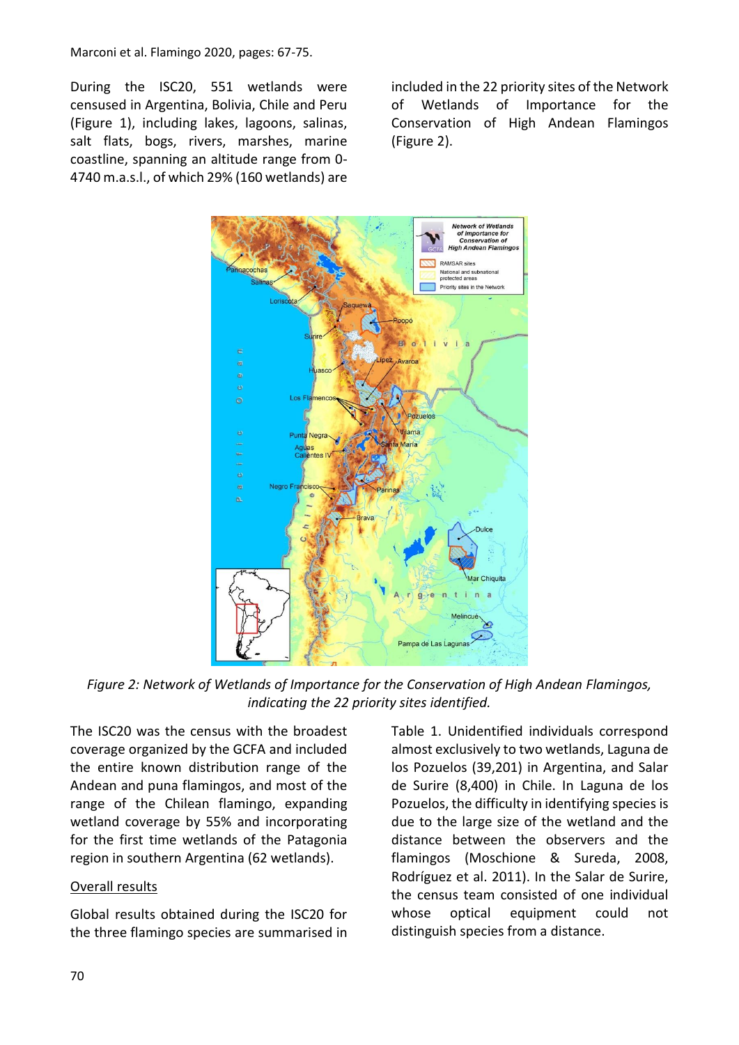During the ISC20, 551 wetlands were censused in Argentina, Bolivia, Chile and Peru (Figure 1), including lakes, lagoons, salinas, salt flats, bogs, rivers, marshes, marine coastline, spanning an altitude range from 0-4740 m.a.s.l., of which 29% (160 wetlands) are included in the 22 priority sites of the Network of Wetlands of Importance for the Conservation of High Andean Flamingos (Figure 2).

*Figure 2: Network of Wetlands of Importance for the Conservation of High Andean Flamingos, indicating the 22 priority sites identified.*

The ISC20 was the census with the broadest coverage organized by the GCFA and included the entire known distribution range of the Andean and puna flamingos, and most of the range of the Chilean flamingo, expanding wetland coverage by 55% and incorporating for the first time wetlands of the Patagonia region in southern Argentina (62 wetlands).

Overall results

Global results obtained during the ISC20 for the three flamingo species are summarised in Table 1. Unidentified individuals correspond almost exclusively to two wetlands, Laguna de los Pozuelos (39,201) in Argentina, and Salar de Surire (8,400) in Chile. In Laguna de los Pozuelos, the difficulty in identifying species is due to the large size of the wetland and the distance between the observers and the flamingos (Moschione & Sureda, 2008, Rodríguez et al. 2011). In the Salar de Surire, the census team consisted of one individual whose optical equipment could not distinguish species from a distance.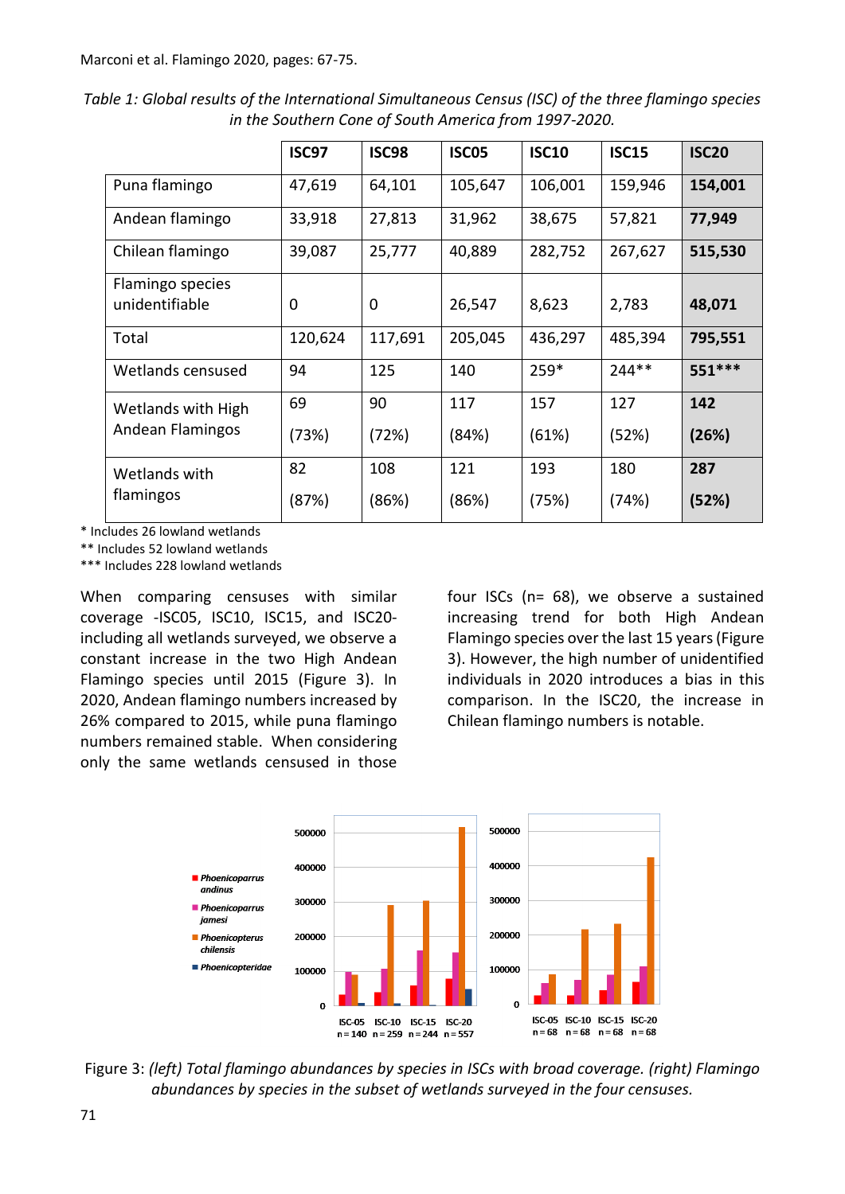*Table 1: Global results of the International Simultaneous Census (ISC) of the three flamingo species in the Southern Cone of South America from 1997-2020.*

| | ISC97 | ISC98 | ISC05 | ISC10 | ISC15 | ISC20 |
|---|---|---|---|---|---|---|
| Puna flamingo | 47,619 | 64,101 | 105,647 | 106,001 | 159,946 | **154,001** |
| Andean flamingo | 33,918 | 27,813 | 31,962 | 38,675 | 57,821 | **77,949** |
| Chilean flamingo | 39,087 | 25,777 | 40,889 | 282,752 | 267,627 | **515,530** |
| Flamingo species unidentifiable | 0 | 0 | 26,547 | 8,623 | 2,783 | **48,071** |
| Total | 120,624 | 117,691 | 205,045 | 436,297 | 485,394 | **795,551** |
| Wetlands censused | 94 | 125 | 140 | 259* | 244** | **551*** ** |
| Wetlands with High Andean Flamingos | 69 (73%) | 90 (72%) | 117 (84%) | 157 (61%) | 127 (52%) | **142 (26%)** |
| Wetlands with flamingos | 82 (87%) | 108 (86%) | 121 (86%) | 193 (75%) | 180 (74%) | **287 (52%)** |

\* Includes 26 lowland wetlands
** Includes 52 lowland wetlands
*** Includes 228 lowland wetlands

When comparing censuses with similar coverage -ISC05, ISC10, ISC15, and ISC20- including all wetlands surveyed, we observe a constant increase in the two High Andean Flamingo species until 2015 (Figure 3). In 2020, Andean flamingo numbers increased by 26% compared to 2015, while puna flamingo numbers remained stable. When considering only the same wetlands censused in those four ISCs (n= 68), we observe a sustained increasing trend for both High Andean Flamingo species over the last 15 years (Figure 3). However, the high number of unidentified individuals in 2020 introduces a bias in this comparison. In the ISC20, the increase in Chilean flamingo numbers is notable.

Figure 3: *(left) Total flamingo abundances by species in ISCs with broad coverage. (right) Flamingo abundances by species in the subset of wetlands surveyed in the four censuses.*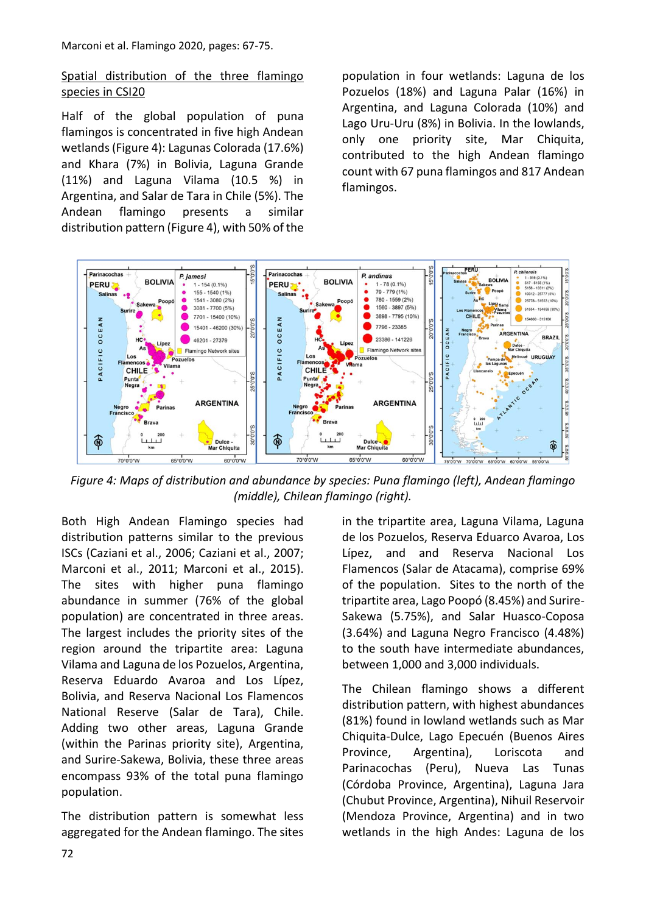Spatial distribution of the three flamingo species in CSI20

Half of the global population of puna flamingos is concentrated in five high Andean wetlands (Figure 4): Lagunas Colorada (17.6%) and Khara (7%) in Bolivia, Laguna Grande (11%) and Laguna Vilama (10.5 %) in Argentina, and Salar de Tara in Chile (5%). The Andean flamingo presents a similar distribution pattern (Figure 4), with 50% of the population in four wetlands: Laguna de los Pozuelos (18%) and Laguna Palar (16%) in Argentina, and Laguna Colorada (10%) and Lago Uru-Uru (8%) in Bolivia. In the lowlands, only one priority site, Mar Chiquita, contributed to the high Andean flamingo count with 67 puna flamingos and 817 Andean flamingos.

*Figure 4: Maps of distribution and abundance by species: Puna flamingo (left), Andean flamingo (middle), Chilean flamingo (right).*

Both High Andean Flamingo species had distribution patterns similar to the previous ISCs (Caziani et al., 2006; Caziani et al., 2007; Marconi et al., 2011; Marconi et al., 2015). The sites with higher puna flamingo abundance in summer (76% of the global population) are concentrated in three areas. The largest includes the priority sites of the region around the tripartite area: Laguna Vilama and Laguna de los Pozuelos, Argentina, Reserva Eduardo Avaroa and Los Lípez, Bolivia, and Reserva Nacional Los Flamencos National Reserve (Salar de Tara), Chile. Adding two other areas, Laguna Grande (within the Parinas priority site), Argentina, and Surire-Sakewa, Bolivia, these three areas encompass 93% of the total puna flamingo population.

The distribution pattern is somewhat less aggregated for the Andean flamingo. The sites in the tripartite area, Laguna Vilama, Laguna de los Pozuelos, Reserva Eduarco Avaroa, Los Lípez, and and Reserva Nacional Los Flamencos (Salar de Atacama), comprise 69% of the population. Sites to the north of the tripartite area, Lago Poopó (8.45%) and Surire-Sakewa (5.75%), and Salar Huasco-Coposa (3.64%) and Laguna Negro Francisco (4.48%) to the south have intermediate abundances, between 1,000 and 3,000 individuals.

The Chilean flamingo shows a different distribution pattern, with highest abundances (81%) found in lowland wetlands such as Mar Chiquita-Dulce, Lago Epecuén (Buenos Aires Province, Argentina), Loriscota and Parinacochas (Peru), Nueva Las Tunas (Córdoba Province, Argentina), Laguna Jara (Chubut Province, Argentina), Nihuil Reservoir (Mendoza Province, Argentina) and in two wetlands in the high Andes: Laguna de los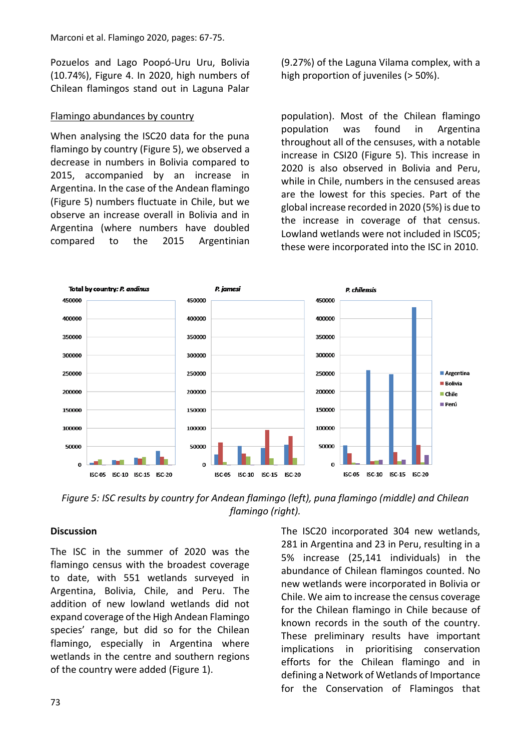Pozuelos and Lago Poopó-Uru Uru, Bolivia (10.74%), Figure 4. In 2020, high numbers of Chilean flamingos stand out in Laguna Palar (9.27%) of the Laguna Vilama complex, with a high proportion of juveniles (> 50%).

Flamingo abundances by country

When analysing the ISC20 data for the puna flamingo by country (Figure 5), we observed a decrease in numbers in Bolivia compared to 2015, accompanied by an increase in Argentina. In the case of the Andean flamingo (Figure 5) numbers fluctuate in Chile, but we observe an increase overall in Bolivia and in Argentina (where numbers have doubled compared to the 2015 Argentinian population). Most of the Chilean flamingo population was found in Argentina throughout all of the censuses, with a notable increase in CSI20 (Figure 5). This increase in 2020 is also observed in Bolivia and Peru, while in Chile, numbers in the censused areas are the lowest for this species. Part of the global increase recorded in 2020 (5%) is due to the increase in coverage of that census. Lowland wetlands were not included in ISC05; these were incorporated into the ISC in 2010.

*Figure 5: ISC results by country for Andean flamingo (left), puna flamingo (middle) and Chilean flamingo (right).*

**Discussion**

The ISC in the summer of 2020 was the flamingo census with the broadest coverage to date, with 551 wetlands surveyed in Argentina, Bolivia, Chile, and Peru. The addition of new lowland wetlands did not expand coverage of the High Andean Flamingo species' range, but did so for the Chilean flamingo, especially in Argentina where wetlands in the centre and southern regions of the country were added (Figure 1).

The ISC20 incorporated 304 new wetlands, 281 in Argentina and 23 in Peru, resulting in a 5% increase (25,141 individuals) in the abundance of Chilean flamingos counted. No new wetlands were incorporated in Bolivia or Chile. We aim to increase the census coverage for the Chilean flamingo in Chile because of known records in the south of the country. These preliminary results have important implications in prioritising conservation efforts for the Chilean flamingo and in defining a Network of Wetlands of Importance for the Conservation of Flamingos that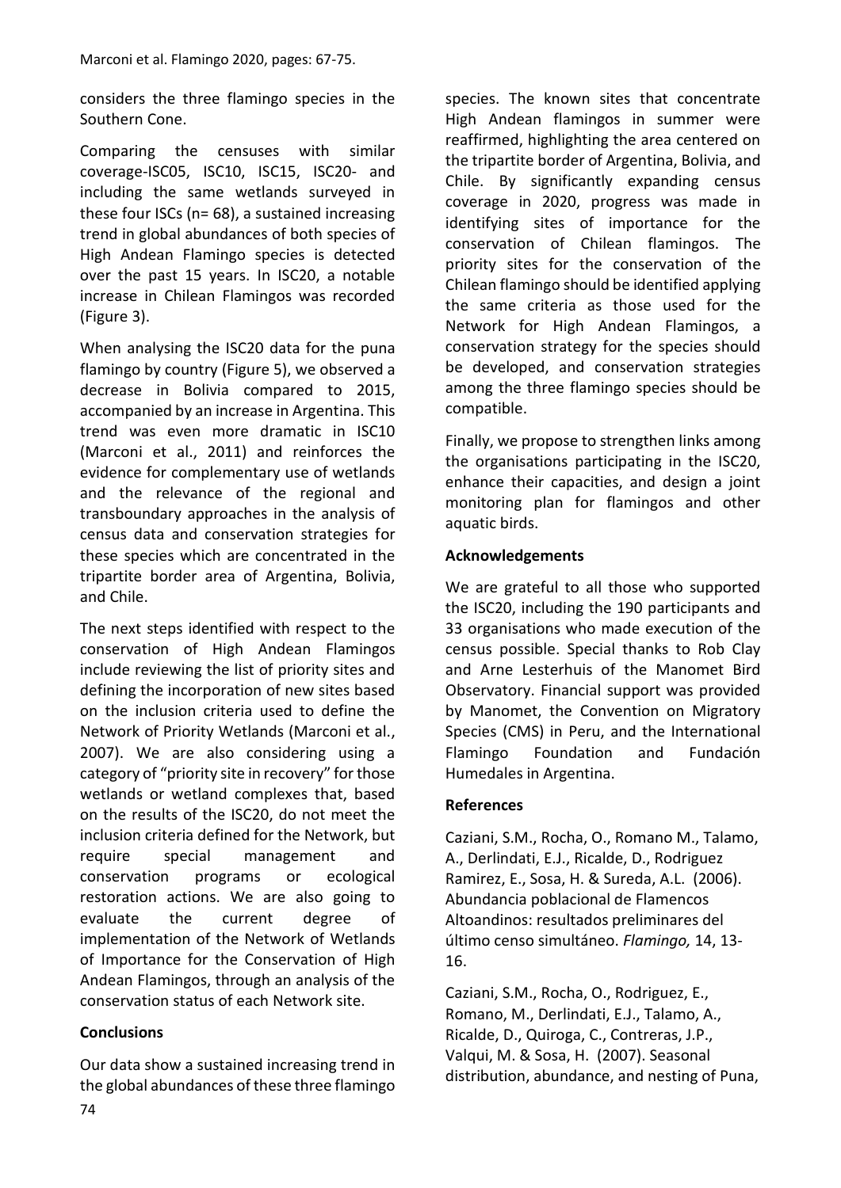considers the three flamingo species in the Southern Cone.

Comparing the censuses with similar coverage-ISC05, ISC10, ISC15, ISC20- and including the same wetlands surveyed in these four ISCs (n= 68), a sustained increasing trend in global abundances of both species of High Andean Flamingo species is detected over the past 15 years. In ISC20, a notable increase in Chilean Flamingos was recorded (Figure 3).

When analysing the ISC20 data for the puna flamingo by country (Figure 5), we observed a decrease in Bolivia compared to 2015, accompanied by an increase in Argentina. This trend was even more dramatic in ISC10 (Marconi et al., 2011) and reinforces the evidence for complementary use of wetlands and the relevance of the regional and transboundary approaches in the analysis of census data and conservation strategies for these species which are concentrated in the tripartite border area of Argentina, Bolivia, and Chile.

The next steps identified with respect to the conservation of High Andean Flamingos include reviewing the list of priority sites and defining the incorporation of new sites based on the inclusion criteria used to define the Network of Priority Wetlands (Marconi et al., 2007). We are also considering using a category of "priority site in recovery" for those wetlands or wetland complexes that, based on the results of the ISC20, do not meet the inclusion criteria defined for the Network, but require special management and conservation programs or ecological restoration actions. We are also going to evaluate the current degree of implementation of the Network of Wetlands of Importance for the Conservation of High Andean Flamingos, through an analysis of the conservation status of each Network site.

**Conclusions**

Our data show a sustained increasing trend in the global abundances of these three flamingo species. The known sites that concentrate High Andean flamingos in summer were reaffirmed, highlighting the area centered on the tripartite border of Argentina, Bolivia, and Chile. By significantly expanding census coverage in 2020, progress was made in identifying sites of importance for the conservation of Chilean flamingos. The priority sites for the conservation of the Chilean flamingo should be identified applying the same criteria as those used for the Network for High Andean Flamingos, a conservation strategy for the species should be developed, and conservation strategies among the three flamingo species should be compatible.

Finally, we propose to strengthen links among the organisations participating in the ISC20, enhance their capacities, and design a joint monitoring plan for flamingos and other aquatic birds.

**Acknowledgements**

We are grateful to all those who supported the ISC20, including the 190 participants and 33 organisations who made execution of the census possible. Special thanks to Rob Clay and Arne Lesterhuis of the Manomet Bird Observatory. Financial support was provided by Manomet, the Convention on Migratory Species (CMS) in Peru, and the International Flamingo Foundation and Fundación Humedales in Argentina.

**References**

Caziani, S.M., Rocha, O., Romano M., Talamo, A., Derlindati, E.J., Ricalde, D., Rodriguez Ramirez, E., Sosa, H. & Sureda, A.L. (2006). Abundancia poblacional de Flamencos Altoandinos: resultados preliminares del último censo simultáneo. *Flamingo,* 14, 13-16.

Caziani, S.M., Rocha, O., Rodriguez, E., Romano, M., Derlindati, E.J., Talamo, A., Ricalde, D., Quiroga, C., Contreras, J.P., Valqui, M. & Sosa, H. (2007). Seasonal distribution, abundance, and nesting of Puna,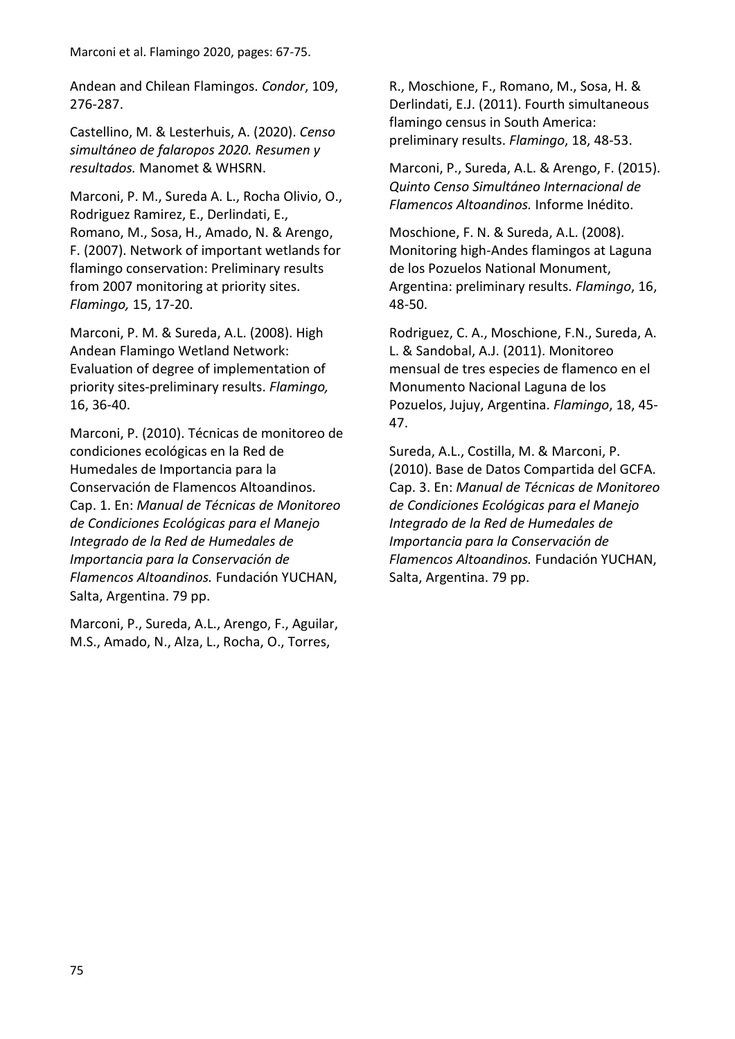Andean and Chilean Flamingos. *Condor*, 109, 276-287.

Castellino, M. & Lesterhuis, A. (2020). *Censo simultáneo de falaropos 2020. Resumen y resultados.* Manomet & WHSRN.

Marconi, P. M., Sureda A. L., Rocha Olivio, O., Rodriguez Ramirez, E., Derlindati, E., Romano, M., Sosa, H., Amado, N. & Arengo, F. (2007). Network of important wetlands for flamingo conservation: Preliminary results from 2007 monitoring at priority sites. *Flamingo,* 15, 17-20.

Marconi, P. M. & Sureda, A.L. (2008). High Andean Flamingo Wetland Network: Evaluation of degree of implementation of priority sites-preliminary results. *Flamingo,* 16, 36-40.

Marconi, P. (2010). Técnicas de monitoreo de condiciones ecológicas en la Red de Humedales de Importancia para la Conservación de Flamencos Altoandinos. Cap. 1. En: *Manual de Técnicas de Monitoreo de Condiciones Ecológicas para el Manejo Integrado de la Red de Humedales de Importancia para la Conservación de Flamencos Altoandinos.* Fundación YUCHAN, Salta, Argentina. 79 pp.

Marconi, P., Sureda, A.L., Arengo, F., Aguilar, M.S., Amado, N., Alza, L., Rocha, O., Torres, R., Moschione, F., Romano, M., Sosa, H. & Derlindati, E.J. (2011). Fourth simultaneous flamingo census in South America: preliminary results. *Flamingo*, 18, 48-53.

Marconi, P., Sureda, A.L. & Arengo, F. (2015). *Quinto Censo Simultáneo Internacional de Flamencos Altoandinos.* Informe Inédito.

Moschione, F. N. & Sureda, A.L. (2008). Monitoring high-Andes flamingos at Laguna de los Pozuelos National Monument, Argentina: preliminary results. *Flamingo*, 16, 48-50.

Rodriguez, C. A., Moschione, F.N., Sureda, A. L. & Sandobal, A.J. (2011). Monitoreo mensual de tres especies de flamenco en el Monumento Nacional Laguna de los Pozuelos, Jujuy, Argentina. *Flamingo*, 18, 45-47.

Sureda, A.L., Costilla, M. & Marconi, P. (2010). Base de Datos Compartida del GCFA. Cap. 3. En: *Manual de Técnicas de Monitoreo de Condiciones Ecológicas para el Manejo Integrado de la Red de Humedales de Importancia para la Conservación de Flamencos Altoandinos.* Fundación YUCHAN, Salta, Argentina. 79 pp.